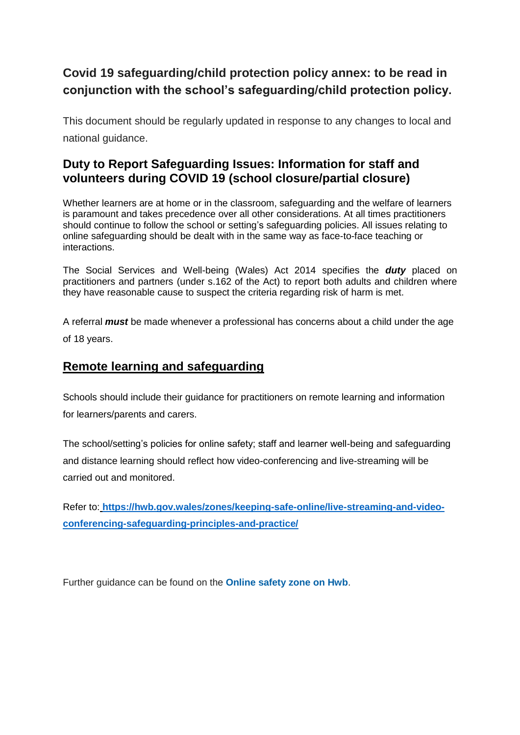# Covid 19 safeguarding/child protection policy annex: to be read in conjunction with the school's safeguarding/child protection policy.

This document should be regularly updated in response to any changes to local and national guidance.

## Duty to Report Safeguarding Issues: Information for staff and volunteers during COVID 19 (school closure/partial closure)

Whether learners are at home or in the classroom, safeguarding and the welfare of learners is paramount and takes precedence over all other considerations. At all times practitioners should continue to follow the school or setting's safeguarding policies. All issues relating to online safeguarding should be dealt with in the same way as face-to-face teaching or interactions.

The Social Services and Well-being (Wales) Act 2014 specifies the ***duty*** placed on practitioners and partners (under s.162 of the Act) to report both adults and children where they have reasonable cause to suspect the criteria regarding risk of harm is met.

A referral ***must*** be made whenever a professional has concerns about a child under the age of 18 years.

## Remote learning and safeguarding

Schools should include their guidance for practitioners on remote learning and information for learners/parents and carers.

The school/setting's policies for online safety; staff and learner well-being and safeguarding and distance learning should reflect how video-conferencing and live-streaming will be carried out and monitored.

Refer to: **https://hwb.gov.wales/zones/keeping-safe-online/live-streaming-and-video-conferencing-safeguarding-principles-and-practice/**

Further guidance can be found on the **Online safety zone on Hwb**.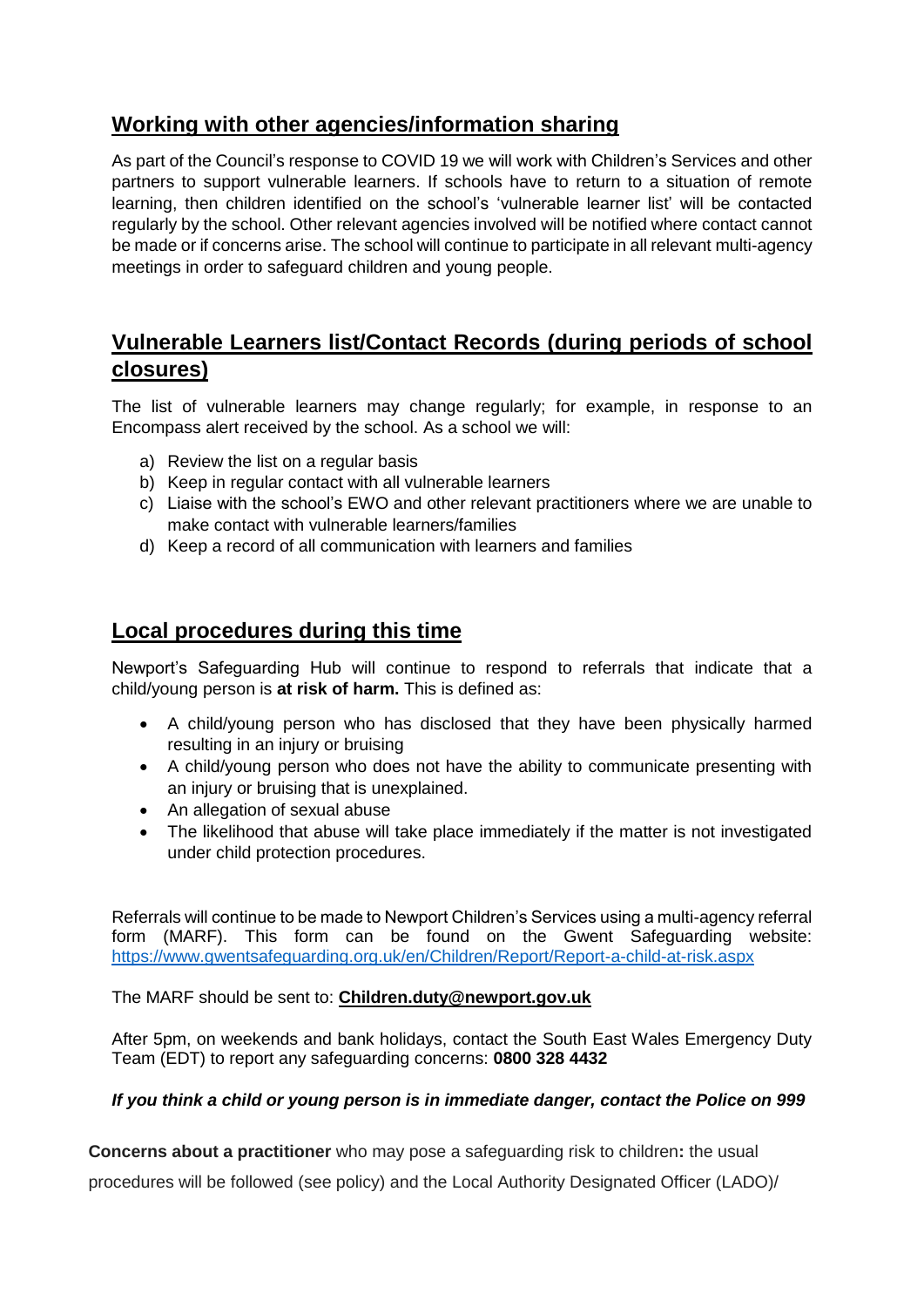## Working with other agencies/information sharing

As part of the Council's response to COVID 19 we will work with Children's Services and other partners to support vulnerable learners. If schools have to return to a situation of remote learning, then children identified on the school's 'vulnerable learner list' will be contacted regularly by the school. Other relevant agencies involved will be notified where contact cannot be made or if concerns arise. The school will continue to participate in all relevant multi-agency meetings in order to safeguard children and young people.

## Vulnerable Learners list/Contact Records (during periods of school closures)

The list of vulnerable learners may change regularly; for example, in response to an Encompass alert received by the school. As a school we will:

a) Review the list on a regular basis
b) Keep in regular contact with all vulnerable learners
c) Liaise with the school's EWO and other relevant practitioners where we are unable to make contact with vulnerable learners/families
d) Keep a record of all communication with learners and families

## Local procedures during this time

Newport's Safeguarding Hub will continue to respond to referrals that indicate that a child/young person is **at risk of harm.** This is defined as:

- A child/young person who has disclosed that they have been physically harmed resulting in an injury or bruising
- A child/young person who does not have the ability to communicate presenting with an injury or bruising that is unexplained.
- An allegation of sexual abuse
- The likelihood that abuse will take place immediately if the matter is not investigated under child protection procedures.

Referrals will continue to be made to Newport Children's Services using a multi-agency referral form (MARF). This form can be found on the Gwent Safeguarding website: https://www.gwentsafeguarding.org.uk/en/Children/Report/Report-a-child-at-risk.aspx

The MARF should be sent to: **Children.duty@newport.gov.uk**

After 5pm, on weekends and bank holidays, contact the South East Wales Emergency Duty Team (EDT) to report any safeguarding concerns: **0800 328 4432**

***If you think a child or young person is in immediate danger, contact the Police on 999***

**Concerns about a practitioner** who may pose a safeguarding risk to children**:** the usual procedures will be followed (see policy) and the Local Authority Designated Officer (LADO)/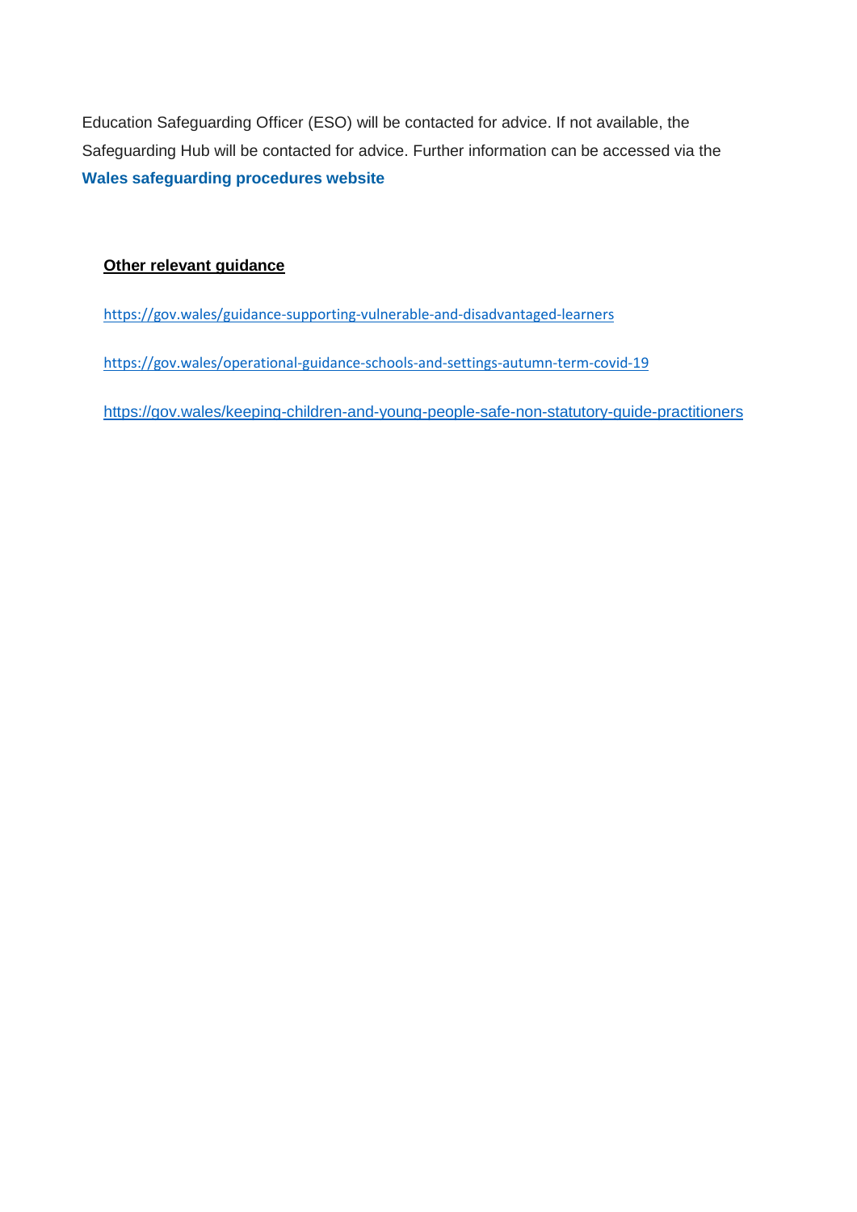Education Safeguarding Officer (ESO) will be contacted for advice. If not available, the Safeguarding Hub will be contacted for advice. Further information can be accessed via the **Wales safeguarding procedures website**

**Other relevant guidance**

https://gov.wales/guidance-supporting-vulnerable-and-disadvantaged-learners

https://gov.wales/operational-guidance-schools-and-settings-autumn-term-covid-19

https://gov.wales/keeping-children-and-young-people-safe-non-statutory-guide-practitioners